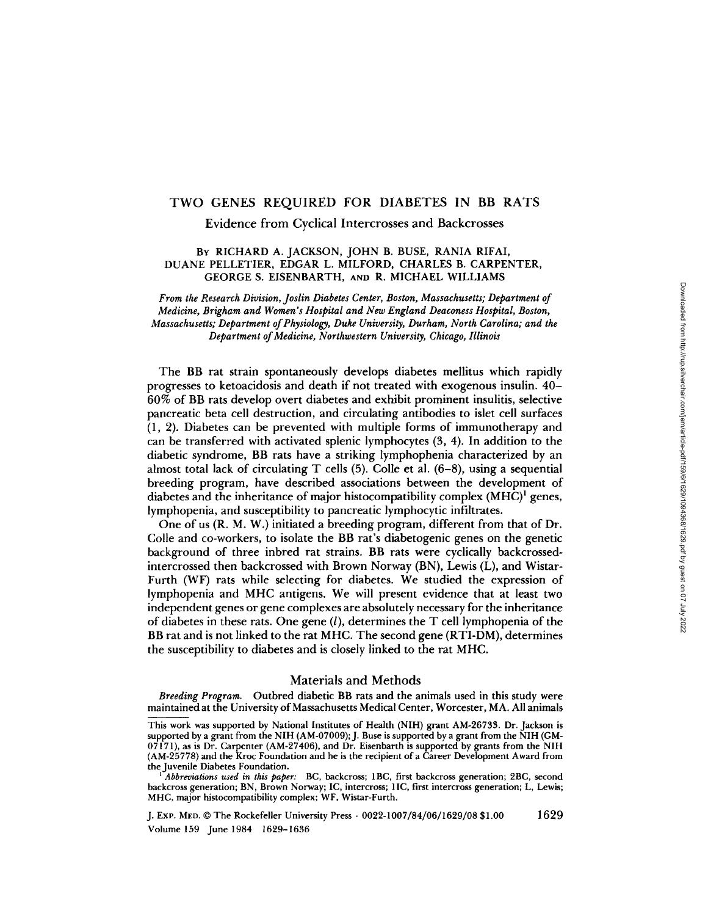# TWO GENES REQUIRED FOR DIABETES IN BB RATS

## Evidence from Cyclical Intercrosses and Backcrosses

BY RICHARD A. JACKSON, JOHN B. BUSE, RANIA RIFAI, DUANE PELLETIER, EDGAR L. MILFORD, CHARLES B. CARPENTER, GEORGE S. EISENBARTH, AND R. MICHAEL WILLIAMS

*From the Research Division, Joslin Diabetes Center, Boston, Massachusetts; Department of Medicine, Brigham and Women's Hospital and New England Deaconess Hospital, Boston, Massachusetts; Department of Physiology, Duke University, Durham, North Carolina; and the Department of Medicine, Northwestern University, Chicago, Illinois*

The BB rat strain spontaneously develops diabetes mellitus which rapidly progresses to ketoacidosis and death if not treated with exogenous insulin. 40–60% of BB rats develop overt diabetes and exhibit prominent insulitis, selective pancreatic beta cell destruction, and circulating antibodies to islet cell surfaces (1, 2). Diabetes can be prevented with multiple forms of immunotherapy and can be transferred with activated splenic lymphocytes (3, 4). In addition to the diabetic syndrome, BB rats have a striking lymphophenia characterized by an almost total lack of circulating T cells (5). Colle et al. (6–8), using a sequential breeding program, have described associations between the development of diabetes and the inheritance of major histocompatibility complex (MHC)[1] genes, lymphopenia, and susceptibility to pancreatic lymphocytic infiltrates.

One of us (R. M. W.) initiated a breeding program, different from that of Dr. Colle and co-workers, to isolate the BB rat's diabetogenic genes on the genetic background of three inbred rat strains. BB rats were cyclically backcrossed-intercrossed then backcrossed with Brown Norway (BN), Lewis (L), and Wistar-Furth (WF) rats while selecting for diabetes. We studied the expression of lymphopenia and MHC antigens. We will present evidence that at least two independent genes or gene complexes are absolutely necessary for the inheritance of diabetes in these rats. One gene (*l*), determines the T cell lymphopenia of the BB rat and is not linked to the rat MHC. The second gene (RT1-DM), determines the susceptibility to diabetes and is closely linked to the rat MHC.

## Materials and Methods

*Breeding Program.* Outbred diabetic BB rats and the animals used in this study were maintained at the University of Massachusetts Medical Center, Worcester, MA. All animals

This work was supported by National Institutes of Health (NIH) grant AM-26733. Dr. Jackson is supported by a grant from the NIH (AM-07009); J. Buse is supported by a grant from the NIH (GM-07171), as is Dr. Carpenter (AM-27406), and Dr. Eisenbarth is supported by grants from the NIH (AM-25778) and the Kroc Foundation and he is the recipient of a Career Development Award from the Juvenile Diabetes Foundation.

[1] *Abbreviations used in this paper:* BC, backcross; 1BC, first backcross generation; 2BC, second backcross generation; BN, Brown Norway; IC, intercross; 1IC, first intercross generation; L, Lewis; MHC, major histocompatibility complex; WF, Wistar-Furth.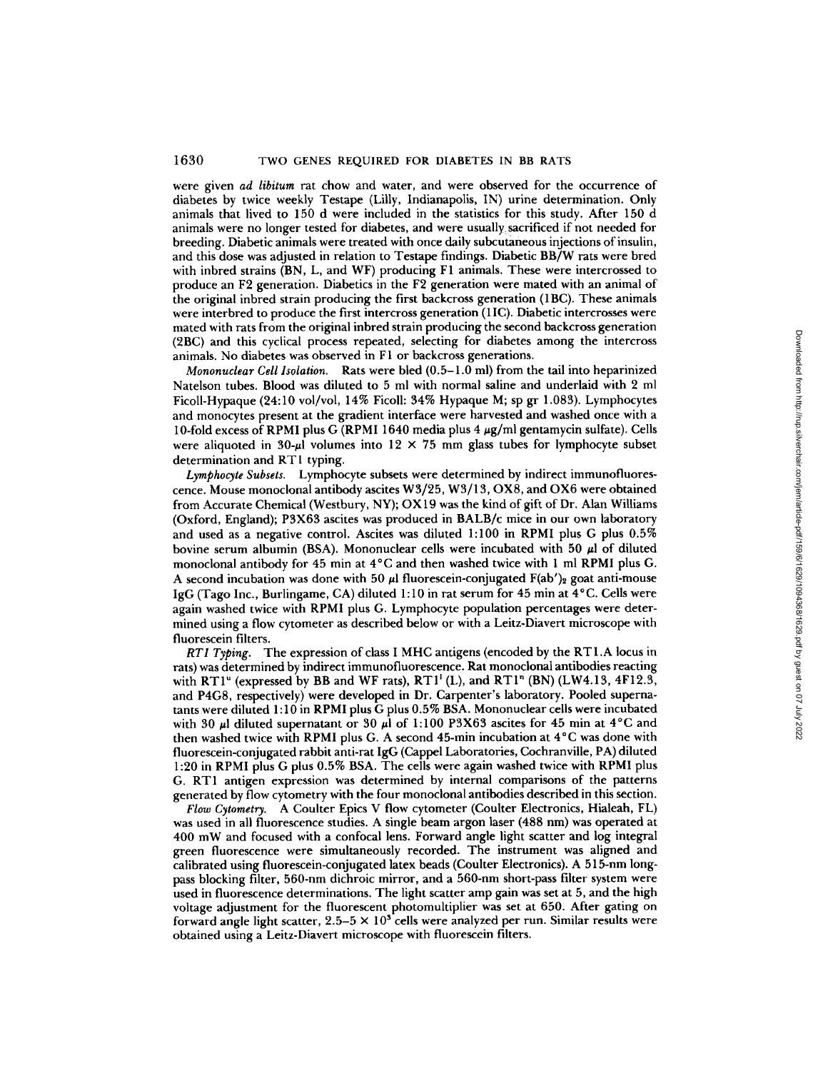were given *ad libitum* rat chow and water, and were observed for the occurrence of diabetes by twice weekly Testape (Lilly, Indianapolis, IN) urine determination. Only animals that lived to 150 d were included in the statistics for this study. After 150 d animals were no longer tested for diabetes, and were usually sacrificed if not needed for breeding. Diabetic animals were treated with once daily subcutaneous injections of insulin, and this dose was adjusted in relation to Testape findings. Diabetic BB/W rats were bred with inbred strains (BN, L, and WF) producing F1 animals. These were intercrossed to produce an F2 generation. Diabetics in the F2 generation were mated with an animal of the original inbred strain producing the first backcross generation (1BC). These animals were interbred to produce the first intercross generation (1IC). Diabetic intercrosses were mated with rats from the original inbred strain producing the second backcross generation (2BC) and this cyclical process repeated, selecting for diabetes among the intercross animals. No diabetes was observed in F1 or backcross generations.

*Mononuclear Cell Isolation.* Rats were bled (0.5–1.0 ml) from the tail into heparinized Natelson tubes. Blood was diluted to 5 ml with normal saline and underlaid with 2 ml Ficoll-Hypaque (24:10 vol/vol, 14% Ficoll: 34% Hypaque M; sp gr 1.083). Lymphocytes and monocytes present at the gradient interface were harvested and washed once with a 10-fold excess of RPMI plus G (RPMI 1640 media plus 4 μg/ml gentamycin sulfate). Cells were aliquoted in 30-μl volumes into 12 × 75 mm glass tubes for lymphocyte subset determination and RT1 typing.

*Lymphocyte Subsets.* Lymphocyte subsets were determined by indirect immunofluorescence. Mouse monoclonal antibody ascites W3/25, W3/13, OX8, and OX6 were obtained from Accurate Chemical (Westbury, NY); OX19 was the kind of gift of Dr. Alan Williams (Oxford, England); P3X63 ascites was produced in BALB/c mice in our own laboratory and used as a negative control. Ascites was diluted 1:100 in RPMI plus G plus 0.5% bovine serum albumin (BSA). Mononuclear cells were incubated with 50 μl of diluted monoclonal antibody for 45 min at 4°C and then washed twice with 1 ml RPMI plus G. A second incubation was done with 50 μl fluorescein-conjugated $F(ab')_2$ goat anti-mouse IgG (Tago Inc., Burlingame, CA) diluted 1:10 in rat serum for 45 min at 4°C. Cells were again washed twice with RPMI plus G. Lymphocyte population percentages were determined using a flow cytometer as described below or with a Leitz-Diavert microscope with fluorescein filters.

*RT1 Typing.* The expression of class I MHC antigens (encoded by the RT1.A locus in rats) was determined by indirect immunofluorescence. Rat monoclonal antibodies reacting with $RT1^u$ (expressed by BB and WF rats), $RT1^l$ (L), and $RT1^n$ (BN) (LW4.13, 4F12.3, and P4G8, respectively) were developed in Dr. Carpenter's laboratory. Pooled supernatants were diluted 1:10 in RPMI plus G plus 0.5% BSA. Mononuclear cells were incubated with 30 μl diluted supernatant or 30 μl of 1:100 P3X63 ascites for 45 min at 4°C and then washed twice with RPMI plus G. A second 45-min incubation at 4°C was done with fluorescein-conjugated rabbit anti-rat IgG (Cappel Laboratories, Cochranville, PA) diluted 1:20 in RPMI plus G plus 0.5% BSA. The cells were again washed twice with RPMI plus G. RT1 antigen expression was determined by internal comparisons of the patterns generated by flow cytometry with the four monoclonal antibodies described in this section.

*Flow Cytometry.* A Coulter Epics V flow cytometer (Coulter Electronics, Hialeah, FL) was used in all fluorescence studies. A single beam argon laser (488 nm) was operated at 400 mW and focused with a confocal lens. Forward angle light scatter and log integral green fluorescence were simultaneously recorded. The instrument was aligned and calibrated using fluorescein-conjugated latex beads (Coulter Electronics). A 515-nm long-pass blocking filter, 560-nm dichroic mirror, and a 560-nm short-pass filter system were used in fluorescence determinations. The light scatter amp gain was set at 5, and the high voltage adjustment for the fluorescent photomultiplier was set at 650. After gating on forward angle light scatter, 2.5–5 × $10^3$ cells were analyzed per run. Similar results were obtained using a Leitz-Diavert microscope with fluorescein filters.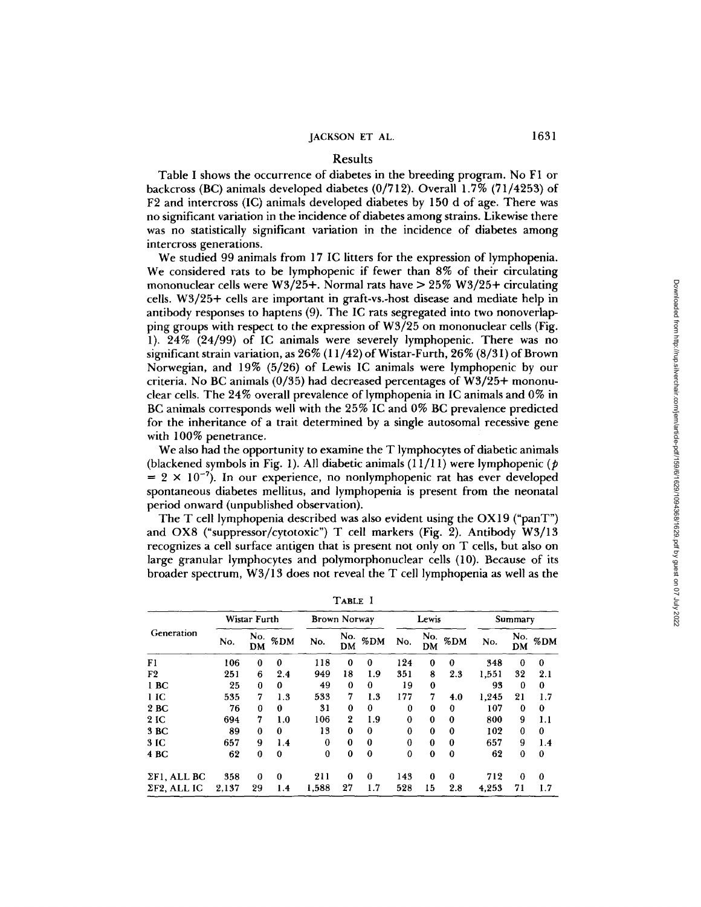## Results

Table I shows the occurrence of diabetes in the breeding program. No F1 or backcross (BC) animals developed diabetes (0/712). Overall 1.7% (71/4253) of F2 and intercross (IC) animals developed diabetes by 150 d of age. There was no significant variation in the incidence of diabetes among strains. Likewise there was no statistically significant variation in the incidence of diabetes among intercross generations.

We studied 99 animals from 17 IC litters for the expression of lymphopenia. We considered rats to be lymphopenic if fewer than 8% of their circulating mononuclear cells were W3/25+. Normal rats have > 25% W3/25+ circulating cells. W3/25+ cells are important in graft-vs.-host disease and mediate help in antibody responses to haptens (9). The IC rats segregated into two nonoverlapping groups with respect to the expression of W3/25 on mononuclear cells (Fig. 1). 24% (24/99) of IC animals were severely lymphopenic. There was no significant strain variation, as 26% (11/42) of Wistar-Furth, 26% (8/31) of Brown Norwegian, and 19% (5/26) of Lewis IC animals were lymphopenic by our criteria. No BC animals (0/35) had decreased percentages of W3/25+ mononuclear cells. The 24% overall prevalence of lymphopenia in IC animals and 0% in BC animals corresponds well with the 25% IC and 0% BC prevalence predicted for the inheritance of a trait determined by a single autosomal recessive gene with 100% penetrance.

We also had the opportunity to examine the T lymphocytes of diabetic animals (blackened symbols in Fig. 1). All diabetic animals (11/11) were lymphopenic ($p = 2 \times 10^{-7}$). In our experience, no nonlymphopenic rat has ever developed spontaneous diabetes mellitus, and lymphopenia is present from the neonatal period onward (unpublished observation).

The T cell lymphopenia described was also evident using the OX19 ("panT") and OX8 ("suppressor/cytotoxic") T cell markers (Fig. 2). Antibody W3/13 recognizes a cell surface antigen that is present not only on T cells, but also on large granular lymphocytes and polymorphonuclear cells (10). Because of its broader spectrum, W3/13 does not reveal the T cell lymphopenia as well as the

TABLE I

| Generation | Wistar Furth | | | Brown Norway | | | Lewis | | | Summary | | |
|---|---|---|---|---|---|---|---|---|---|---|---|---|
| | No. | No. DM | %DM | No. | No. DM | %DM | No. | No. DM | %DM | No. | No. DM | %DM |
| F1 | 106 | 0 | 0 | 118 | 0 | 0 | 124 | 0 | 0 | 348 | 0 | 0 |
| F2 | 251 | 6 | 2.4 | 949 | 18 | 1.9 | 351 | 8 | 2.3 | 1,551 | 32 | 2.1 |
| 1 BC | 25 | 0 | 0 | 49 | 0 | 0 | 19 | 0 | | 93 | 0 | 0 |
| 1 IC | 535 | 7 | 1.3 | 533 | 7 | 1.3 | 177 | 7 | 4.0 | 1,245 | 21 | 1.7 |
| 2 BC | 76 | 0 | 0 | 31 | 0 | 0 | 0 | 0 | 0 | 107 | 0 | 0 |
| 2 IC | 694 | 7 | 1.0 | 106 | 2 | 1.9 | 0 | 0 | 0 | 800 | 9 | 1.1 |
| 3 BC | 89 | 0 | 0 | 13 | 0 | 0 | 0 | 0 | 0 | 102 | 0 | 0 |
| 3 IC | 657 | 9 | 1.4 | 0 | 0 | 0 | 0 | 0 | 0 | 657 | 9 | 1.4 |
| 4 BC | 62 | 0 | 0 | 0 | 0 | 0 | 0 | 0 | 0 | 62 | 0 | 0 |
| ΣF1, ALL BC | 358 | 0 | 0 | 211 | 0 | 0 | 143 | 0 | 0 | 712 | 0 | 0 |
| ΣF2, ALL IC | 2,137 | 29 | 1.4 | 1,588 | 27 | 1.7 | 528 | 15 | 2.8 | 4,253 | 71 | 1.7 |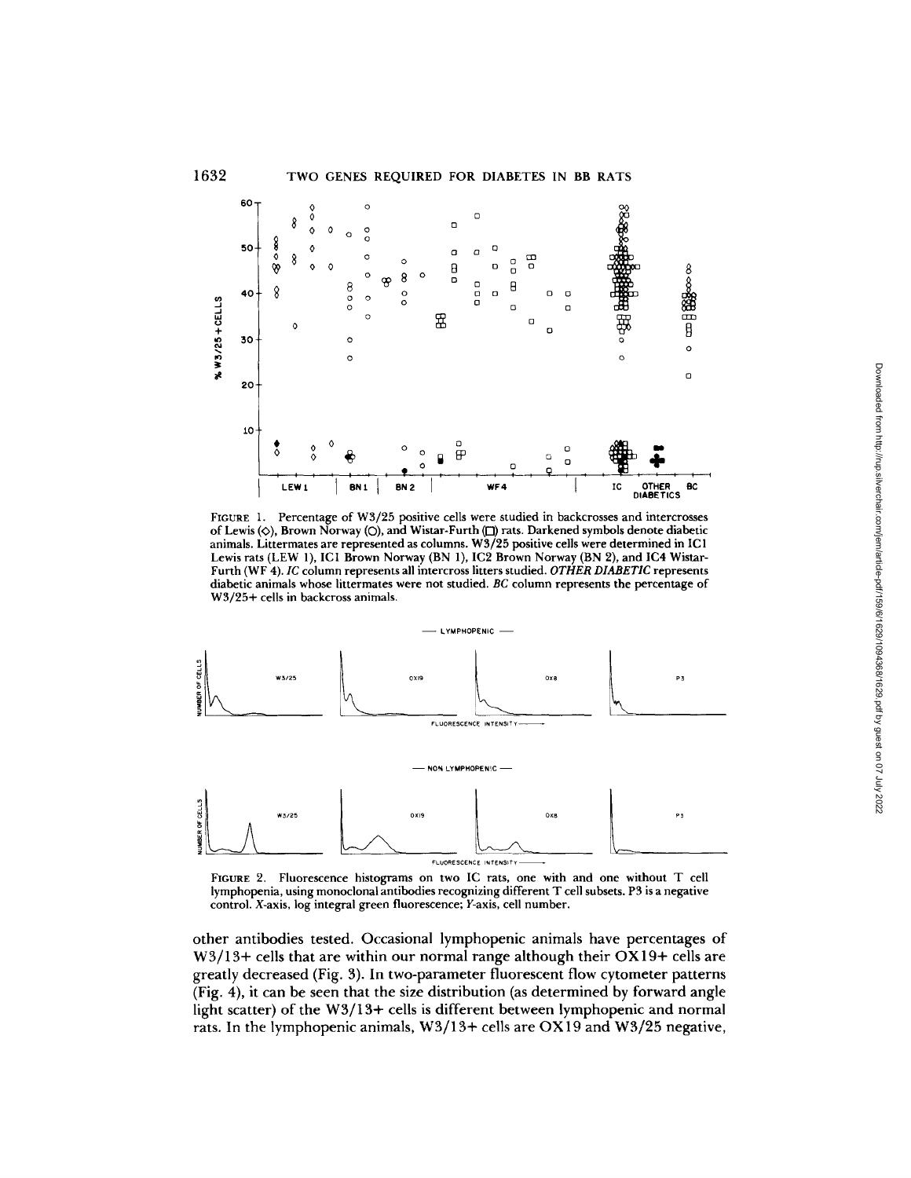FIGURE 1. Percentage of W3/25 positive cells were studied in backcrosses and intercrosses of Lewis (◇), Brown Norway (○), and Wistar-Furth (□) rats. Darkened symbols denote diabetic animals. Littermates are represented as columns. W3/25 positive cells were determined in IC1 Lewis rats (LEW 1), IC1 Brown Norway (BN 1), IC2 Brown Norway (BN 2), and IC4 Wistar-Furth (WF 4). *IC* column represents all intercross litters studied. *OTHER DIABETIC* represents diabetic animals whose littermates were not studied. *BC* column represents the percentage of W3/25+ cells in backcross animals.

FIGURE 2. Fluorescence histograms on two IC rats, one with and one without T cell lymphopenia, using monoclonal antibodies recognizing different T cell subsets. P3 is a negative control. *X*-axis, log integral green fluorescence; *Y*-axis, cell number.

other antibodies tested. Occasional lymphopenic animals have percentages of W3/13+ cells that are within our normal range although their OX19+ cells are greatly decreased (Fig. 3). In two-parameter fluorescent flow cytometer patterns (Fig. 4), it can be seen that the size distribution (as determined by forward angle light scatter) of the W3/13+ cells is different between lymphopenic and normal rats. In the lymphopenic animals, W3/13+ cells are OX19 and W3/25 negative,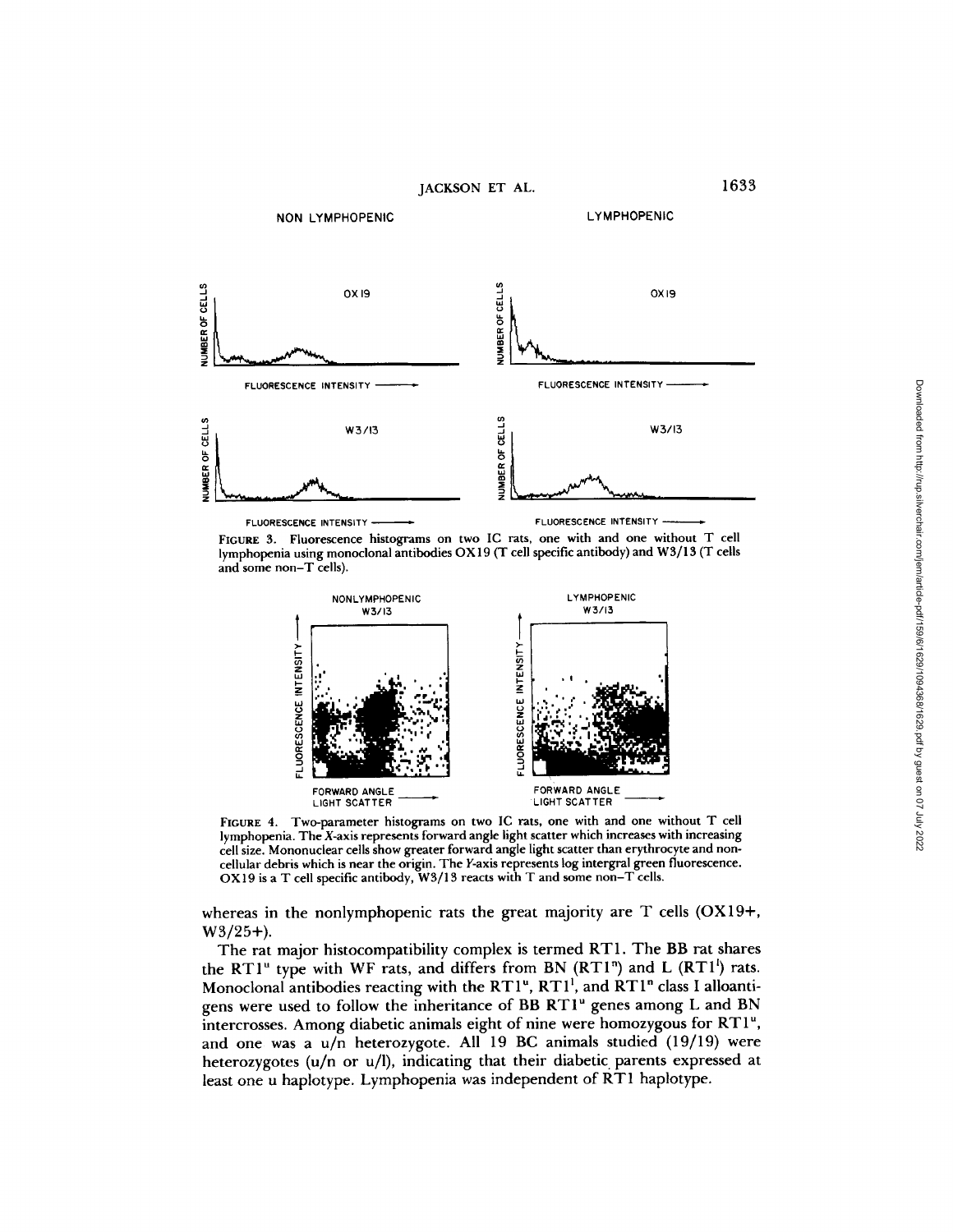FIGURE 3. Fluorescence histograms on two IC rats, one with and one without T cell lymphopenia using monoclonal antibodies OX19 (T cell specific antibody) and W3/13 (T cells and some non–T cells).

FIGURE 4. Two-parameter histograms on two IC rats, one with and one without T cell lymphopenia. The *X*-axis represents forward angle light scatter which increases with increasing cell size. Mononuclear cells show greater forward angle light scatter than erythrocyte and noncellular debris which is near the origin. The *Y*-axis represents log intergral green fluorescence. OX19 is a T cell specific antibody, W3/13 reacts with T and some non–T cells.

whereas in the nonlymphopenic rats the great majority are T cells (OX19+, W3/25+).

The rat major histocompatibility complex is termed RT1. The BB rat shares the $RT1^u$ type with WF rats, and differs from BN ($RT1^n$) and L ($RT1^l$) rats. Monoclonal antibodies reacting with the $RT1^u$, $RT1^l$, and $RT1^n$ class I alloantigens were used to follow the inheritance of BB $RT1^u$ genes among L and BN intercrosses. Among diabetic animals eight of nine were homozygous for $RT1^u$, and one was a u/n heterozygote. All 19 BC animals studied (19/19) were heterozygotes (u/n or u/l), indicating that their diabetic parents expressed at least one u haplotype. Lymphopenia was independent of RT1 haplotype.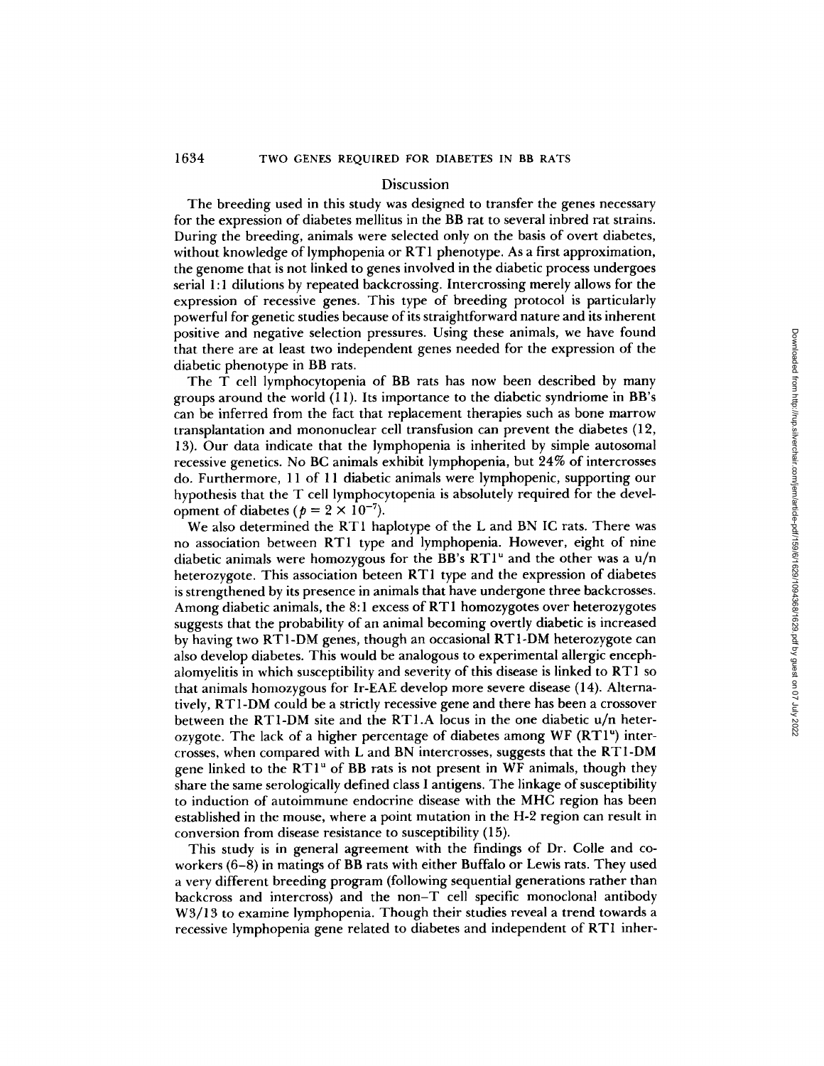## Discussion

The breeding used in this study was designed to transfer the genes necessary for the expression of diabetes mellitus in the BB rat to several inbred rat strains. During the breeding, animals were selected only on the basis of overt diabetes, without knowledge of lymphopenia or RT1 phenotype. As a first approximation, the genome that is not linked to genes involved in the diabetic process undergoes serial 1:1 dilutions by repeated backcrossing. Intercrossing merely allows for the expression of recessive genes. This type of breeding protocol is particularly powerful for genetic studies because of its straightforward nature and its inherent positive and negative selection pressures. Using these animals, we have found that there are at least two independent genes needed for the expression of the diabetic phenotype in BB rats.

The T cell lymphocytopenia of BB rats has now been described by many groups around the world (11). Its importance to the diabetic syndriome in BB's can be inferred from the fact that replacement therapies such as bone marrow transplantation and mononuclear cell transfusion can prevent the diabetes (12, 13). Our data indicate that the lymphopenia is inherited by simple autosomal recessive genetics. No BC animals exhibit lymphopenia, but 24% of intercrosses do. Furthermore, 11 of 11 diabetic animals were lymphopenic, supporting our hypothesis that the T cell lymphocytopenia is absolutely required for the development of diabetes ($p = 2 \times 10^{-7}$).

We also determined the RT1 haplotype of the L and BN IC rats. There was no association between RT1 type and lymphopenia. However, eight of nine diabetic animals were homozygous for the BB's $RT1^u$ and the other was a u/n heterozygote. This association beteen RT1 type and the expression of diabetes is strengthened by its presence in animals that have undergone three backcrosses. Among diabetic animals, the 8:1 excess of RT1 homozygotes over heterozygotes suggests that the probability of an animal becoming overtly diabetic is increased by having two RT1-DM genes, though an occasional RT1-DM heterozygote can also develop diabetes. This would be analogous to experimental allergic encephalomyelitis in which susceptibility and severity of this disease is linked to RT1 so that animals homozygous for Ir-EAE develop more severe disease (14). Alternatively, RT1-DM could be a strictly recessive gene and there has been a crossover between the RT1-DM site and the RT1.A locus in the one diabetic u/n heterozygote. The lack of a higher percentage of diabetes among WF ($RT1^u$) intercrosses, when compared with L and BN intercrosses, suggests that the RT1-DM gene linked to the $RT1^u$ of BB rats is not present in WF animals, though they share the same serologically defined class I antigens. The linkage of susceptibility to induction of autoimmune endocrine disease with the MHC region has been established in the mouse, where a point mutation in the H-2 region can result in conversion from disease resistance to susceptibility (15).

This study is in general agreement with the findings of Dr. Colle and coworkers (6–8) in matings of BB rats with either Buffalo or Lewis rats. They used a very different breeding program (following sequential generations rather than backcross and intercross) and the non–T cell specific monoclonal antibody W3/13 to examine lymphopenia. Though their studies reveal a trend towards a recessive lymphopenia gene related to diabetes and independent of RT1 inher-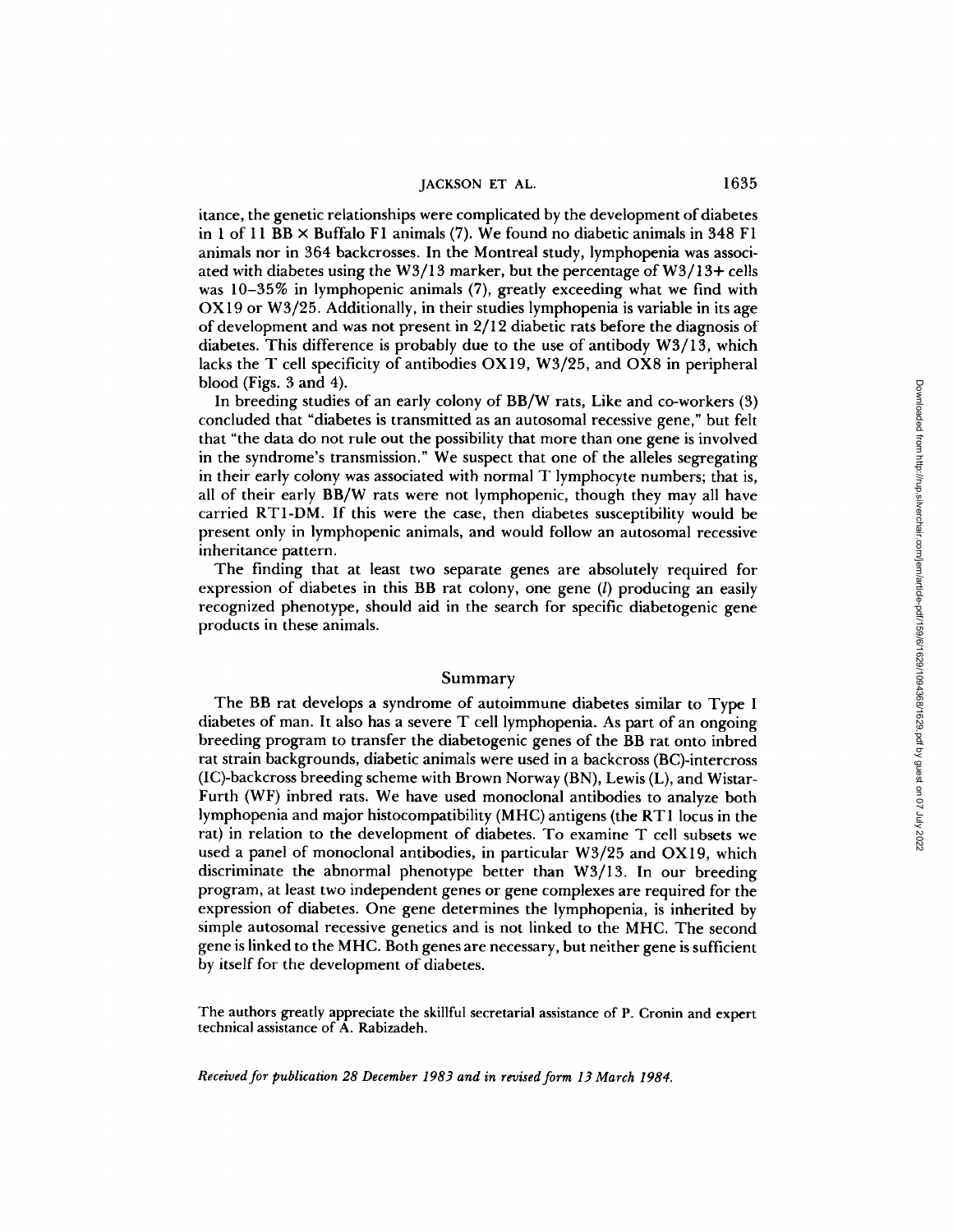itance, the genetic relationships were complicated by the development of diabetes in 1 of 11 BB × Buffalo F1 animals (7). We found no diabetic animals in 348 F1 animals nor in 364 backcrosses. In the Montreal study, lymphopenia was associated with diabetes using the W3/13 marker, but the percentage of W3/13+ cells was 10–35% in lymphopenic animals (7), greatly exceeding what we find with OX19 or W3/25. Additionally, in their studies lymphopenia is variable in its age of development and was not present in 2/12 diabetic rats before the diagnosis of diabetes. This difference is probably due to the use of antibody W3/13, which lacks the T cell specificity of antibodies OX19, W3/25, and OX8 in peripheral blood (Figs. 3 and 4).

In breeding studies of an early colony of BB/W rats, Like and co-workers (3) concluded that "diabetes is transmitted as an autosomal recessive gene," but felt that "the data do not rule out the possibility that more than one gene is involved in the syndrome's transmission." We suspect that one of the alleles segregating in their early colony was associated with normal T lymphocyte numbers; that is, all of their early BB/W rats were not lymphopenic, though they may all have carried RT1-DM. If this were the case, then diabetes susceptibility would be present only in lymphopenic animals, and would follow an autosomal recessive inheritance pattern.

The finding that at least two separate genes are absolutely required for expression of diabetes in this BB rat colony, one gene (*l*) producing an easily recognized phenotype, should aid in the search for specific diabetogenic gene products in these animals.

## Summary

The BB rat develops a syndrome of autoimmune diabetes similar to Type I diabetes of man. It also has a severe T cell lymphopenia. As part of an ongoing breeding program to transfer the diabetogenic genes of the BB rat onto inbred rat strain backgrounds, diabetic animals were used in a backcross (BC)-intercross (IC)-backcross breeding scheme with Brown Norway (BN), Lewis (L), and Wistar-Furth (WF) inbred rats. We have used monoclonal antibodies to analyze both lymphopenia and major histocompatibility (MHC) antigens (the RT1 locus in the rat) in relation to the development of diabetes. To examine T cell subsets we used a panel of monoclonal antibodies, in particular W3/25 and OX19, which discriminate the abnormal phenotype better than W3/13. In our breeding program, at least two independent genes or gene complexes are required for the expression of diabetes. One gene determines the lymphopenia, is inherited by simple autosomal recessive genetics and is not linked to the MHC. The second gene is linked to the MHC. Both genes are necessary, but neither gene is sufficient by itself for the development of diabetes.

The authors greatly appreciate the skillful secretarial assistance of P. Cronin and expert technical assistance of A. Rabizadeh.

*Received for publication 28 December 1983 and in revised form 13 March 1984.*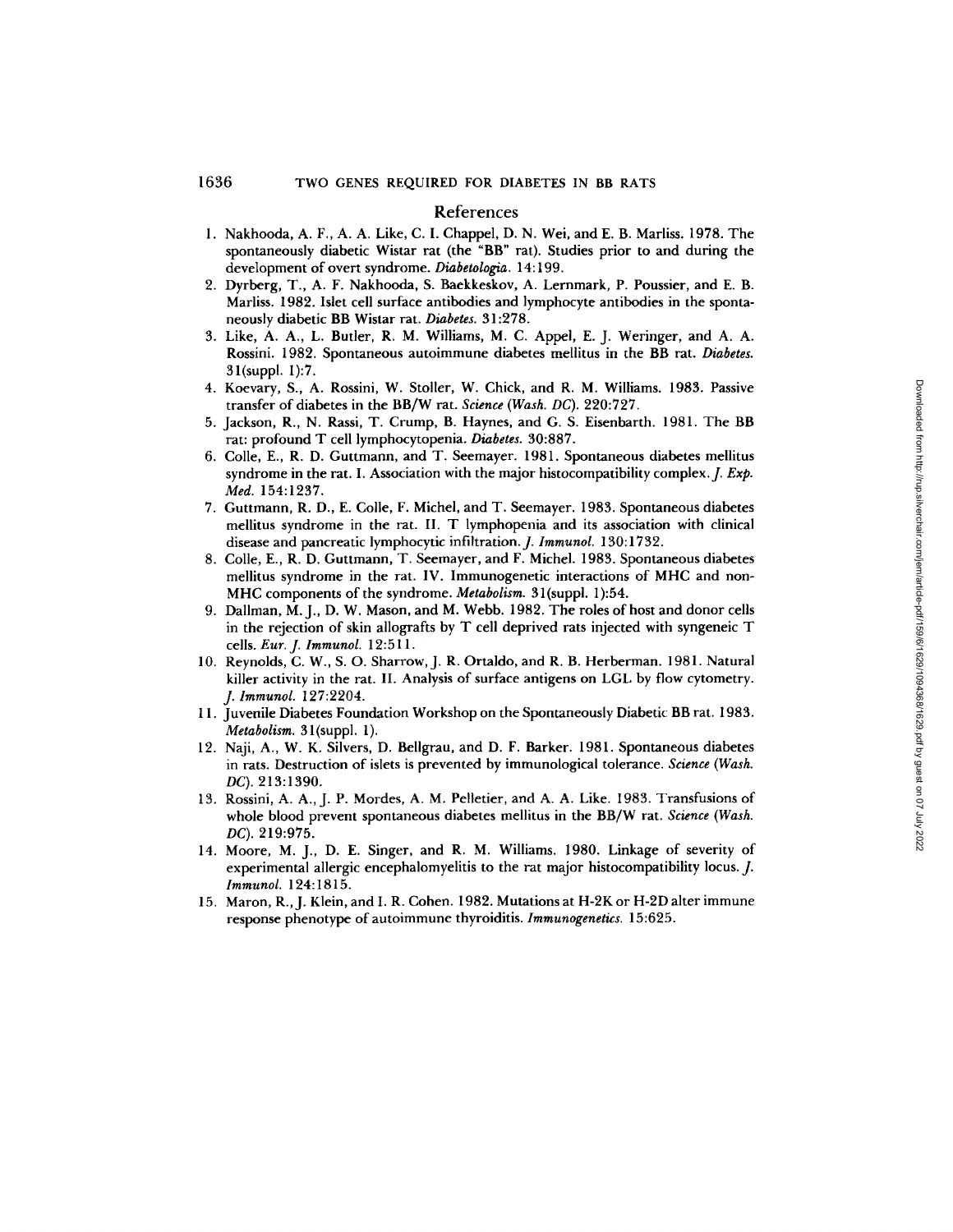## References

1. Nakhooda, A. F., A. A. Like, C. I. Chappel, D. N. Wei, and E. B. Marliss. 1978. The spontaneously diabetic Wistar rat (the "BB" rat). Studies prior to and during the development of overt syndrome. *Diabetologia.* 14:199.
2. Dyrberg, T., A. F. Nakhooda, S. Baekkeskov, A. Lernmark, P. Poussier, and E. B. Marliss. 1982. Islet cell surface antibodies and lymphocyte antibodies in the spontaneously diabetic BB Wistar rat. *Diabetes.* 31:278.
3. Like, A. A., L. Butler, R. M. Williams, M. C. Appel, E. J. Weringer, and A. A. Rossini. 1982. Spontaneous autoimmune diabetes mellitus in the BB rat. *Diabetes.* 31(suppl. 1):7.
4. Koevary, S., A. Rossini, W. Stoller, W. Chick, and R. M. Williams. 1983. Passive transfer of diabetes in the BB/W rat. *Science (Wash. DC).* 220:727.
5. Jackson, R., N. Rassi, T. Crump, B. Haynes, and G. S. Eisenbarth. 1981. The BB rat: profound T cell lymphocytopenia. *Diabetes.* 30:887.
6. Colle, E., R. D. Guttmann, and T. Seemayer. 1981. Spontaneous diabetes mellitus syndrome in the rat. I. Association with the major histocompatibility complex. *J. Exp. Med.* 154:1237.
7. Guttmann, R. D., E. Colle, F. Michel, and T. Seemayer. 1983. Spontaneous diabetes mellitus syndrome in the rat. II. T lymphopenia and its association with clinical disease and pancreatic lymphocytic infiltration. *J. Immunol.* 130:1732.
8. Colle, E., R. D. Guttmann, T. Seemayer, and F. Michel. 1983. Spontaneous diabetes mellitus syndrome in the rat. IV. Immunogenetic interactions of MHC and non-MHC components of the syndrome. *Metabolism.* 31(suppl. 1):54.
9. Dallman, M. J., D. W. Mason, and M. Webb. 1982. The roles of host and donor cells in the rejection of skin allografts by T cell deprived rats injected with syngeneic T cells. *Eur. J. Immunol.* 12:511.
10. Reynolds, C. W., S. O. Sharrow, J. R. Ortaldo, and R. B. Herberman. 1981. Natural killer activity in the rat. II. Analysis of surface antigens on LGL by flow cytometry. *J. Immunol.* 127:2204.
11. Juvenile Diabetes Foundation Workshop on the Spontaneously Diabetic BB rat. 1983. *Metabolism.* 31(suppl. 1).
12. Naji, A., W. K. Silvers, D. Bellgrau, and D. F. Barker. 1981. Spontaneous diabetes in rats. Destruction of islets is prevented by immunological tolerance. *Science (Wash. DC).* 213:1390.
13. Rossini, A. A., J. P. Mordes, A. M. Pelletier, and A. A. Like. 1983. Transfusions of whole blood prevent spontaneous diabetes mellitus in the BB/W rat. *Science (Wash. DC).* 219:975.
14. Moore, M. J., D. E. Singer, and R. M. Williams. 1980. Linkage of severity of experimental allergic encephalomyelitis to the rat major histocompatibility locus. *J. Immunol.* 124:1815.
15. Maron, R., J. Klein, and I. R. Cohen. 1982. Mutations at H-2K or H-2D alter immune response phenotype of autoimmune thyroiditis. *Immunogenetics.* 15:625.